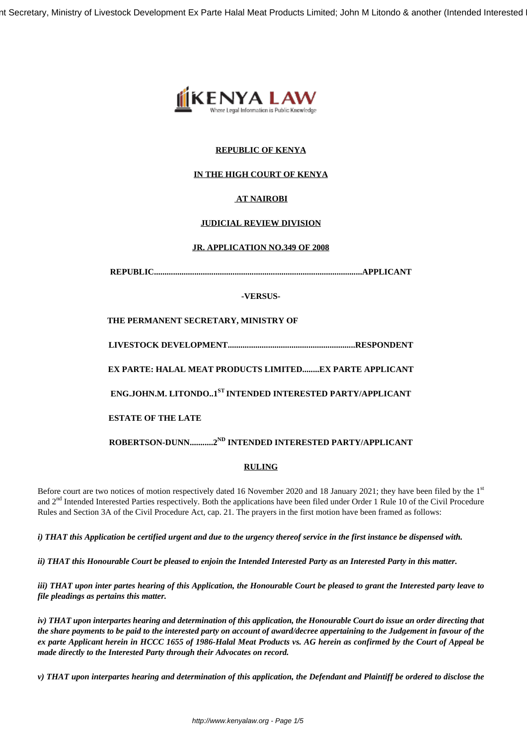**REPUBLIC OF KENYA**

**IN THE HIGH COURT OF KENYA**

**AT NAIROBI**

**JUDICIAL REVIEW DIVISION**

**JR. APPLICATION NO.349 OF 2008**

**REPUBLIC.................................................................................................APPLICANT**

**-VERSUS-**

**THE PERMANENT SECRETARY, MINISTRY OF**

**LIVESTOCK DEVELOPMENT...........................................................RESPONDENT**

**EX PARTE: HALAL MEAT PRODUCTS LIMITED........EX PARTE APPLICANT**

**ENG.JOHN.M. LITONDO..1[ST] INTENDED INTERESTED PARTY/APPLICANT**

**ESTATE OF THE LATE**

**ROBERTSON-DUNN...........2[ND] INTENDED INTERESTED PARTY/APPLICANT**

**RULING**

Before court are two notices of motion respectively dated 16 November 2020 and 18 January 2021; they have been filed by the 1st and 2nd Intended Interested Parties respectively. Both the applications have been filed under Order 1 Rule 10 of the Civil Procedure Rules and Section 3A of the Civil Procedure Act, cap. 21. The prayers in the first motion have been framed as follows:

***i) THAT this Application be certified urgent and due to the urgency thereof service in the first instance be dispensed with.***

***ii) THAT this Honourable Court be pleased to enjoin the Intended Interested Party as an Interested Party in this matter.***

***iii) THAT upon inter partes hearing of this Application, the Honourable Court be pleased to grant the Interested party leave to file pleadings as pertains this matter.***

***iv) THAT upon interpartes hearing and determination of this application, the Honourable Court do issue an order directing that the share payments to be paid to the interested party on account of award/decree appertaining to the Judgement in favour of the ex parte Applicant herein in HCCC 1655 of 1986-Halal Meat Products vs. AG herein as confirmed by the Court of Appeal be made directly to the Interested Party through their Advocates on record.***

***v) THAT upon interpartes hearing and determination of this application, the Defendant and Plaintiff be ordered to disclose the***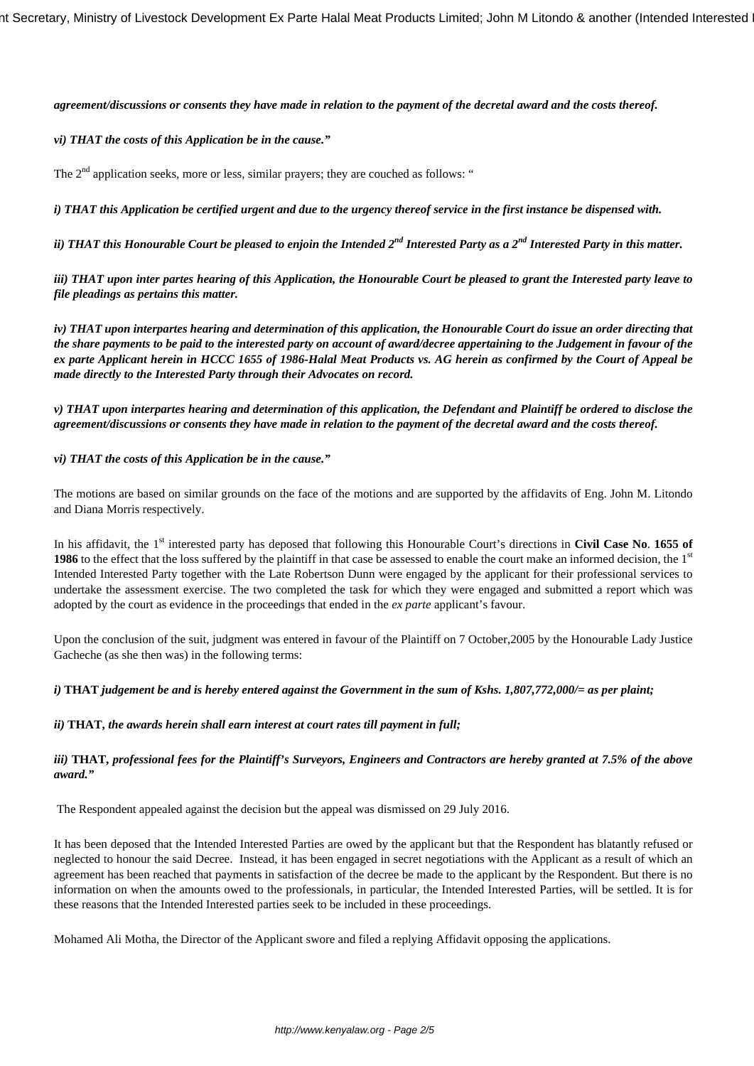***agreement/discussions or consents they have made in relation to the payment of the decretal award and the costs thereof.***

***vi) THAT the costs of this Application be in the cause."***

The 2nd application seeks, more or less, similar prayers; they are couched as follows: "

***i) THAT this Application be certified urgent and due to the urgency thereof service in the first instance be dispensed with.***

***ii) THAT this Honourable Court be pleased to enjoin the Intended 2nd Interested Party as a 2nd Interested Party in this matter.***

***iii) THAT upon inter partes hearing of this Application, the Honourable Court be pleased to grant the Interested party leave to file pleadings as pertains this matter.***

***iv) THAT upon interpartes hearing and determination of this application, the Honourable Court do issue an order directing that the share payments to be paid to the interested party on account of award/decree appertaining to the Judgement in favour of the ex parte Applicant herein in HCCC 1655 of 1986-Halal Meat Products vs. AG herein as confirmed by the Court of Appeal be made directly to the Interested Party through their Advocates on record.***

***v) THAT upon interpartes hearing and determination of this application, the Defendant and Plaintiff be ordered to disclose the agreement/discussions or consents they have made in relation to the payment of the decretal award and the costs thereof.***

***vi) THAT the costs of this Application be in the cause."***

The motions are based on similar grounds on the face of the motions and are supported by the affidavits of Eng. John M. Litondo and Diana Morris respectively.

In his affidavit, the 1st interested party has deposed that following this Honourable Court's directions in **Civil Case No**. **1655 of 1986** to the effect that the loss suffered by the plaintiff in that case be assessed to enable the court make an informed decision, the 1st Intended Interested Party together with the Late Robertson Dunn were engaged by the applicant for their professional services to undertake the assessment exercise. The two completed the task for which they were engaged and submitted a report which was adopted by the court as evidence in the proceedings that ended in the *ex parte* applicant's favour.

Upon the conclusion of the suit, judgment was entered in favour of the Plaintiff on 7 October,2005 by the Honourable Lady Justice Gacheche (as she then was) in the following terms:

***i)* THAT *judgement be and is hereby entered against the Government in the sum of Kshs. 1,807,772,000/= as per plaint;***

***ii)* THAT, *the awards herein shall earn interest at court rates till payment in full;***

***iii)* THAT, *professional fees for the Plaintiff's Surveyors, Engineers and Contractors are hereby granted at 7.5% of the above award."***

The Respondent appealed against the decision but the appeal was dismissed on 29 July 2016.

It has been deposed that the Intended Interested Parties are owed by the applicant but that the Respondent has blatantly refused or neglected to honour the said Decree. Instead, it has been engaged in secret negotiations with the Applicant as a result of which an agreement has been reached that payments in satisfaction of the decree be made to the applicant by the Respondent. But there is no information on when the amounts owed to the professionals, in particular, the Intended Interested Parties, will be settled. It is for these reasons that the Intended Interested parties seek to be included in these proceedings.

Mohamed Ali Motha, the Director of the Applicant swore and filed a replying Affidavit opposing the applications.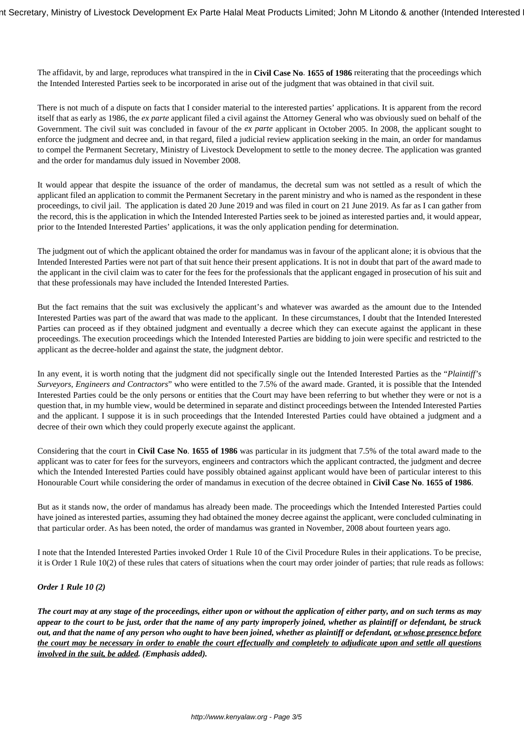The affidavit, by and large, reproduces what transpired in the in **Civil Case No**. **1655 of 1986** reiterating that the proceedings which the Intended Interested Parties seek to be incorporated in arise out of the judgment that was obtained in that civil suit.

There is not much of a dispute on facts that I consider material to the interested parties' applications. It is apparent from the record itself that as early as 1986, the *ex parte* applicant filed a civil against the Attorney General who was obviously sued on behalf of the Government. The civil suit was concluded in favour of the *ex parte* applicant in October 2005. In 2008, the applicant sought to enforce the judgment and decree and, in that regard, filed a judicial review application seeking in the main, an order for mandamus to compel the Permanent Secretary, Ministry of Livestock Development to settle to the money decree. The application was granted and the order for mandamus duly issued in November 2008.

It would appear that despite the issuance of the order of mandamus, the decretal sum was not settled as a result of which the applicant filed an application to commit the Permanent Secretary in the parent ministry and who is named as the respondent in these proceedings, to civil jail. The application is dated 20 June 2019 and was filed in court on 21 June 2019. As far as I can gather from the record, this is the application in which the Intended Interested Parties seek to be joined as interested parties and, it would appear, prior to the Intended Interested Parties' applications, it was the only application pending for determination.

The judgment out of which the applicant obtained the order for mandamus was in favour of the applicant alone; it is obvious that the Intended Interested Parties were not part of that suit hence their present applications. It is not in doubt that part of the award made to the applicant in the civil claim was to cater for the fees for the professionals that the applicant engaged in prosecution of his suit and that these professionals may have included the Intended Interested Parties.

But the fact remains that the suit was exclusively the applicant's and whatever was awarded as the amount due to the Intended Interested Parties was part of the award that was made to the applicant. In these circumstances, I doubt that the Intended Interested Parties can proceed as if they obtained judgment and eventually a decree which they can execute against the applicant in these proceedings. The execution proceedings which the Intended Interested Parties are bidding to join were specific and restricted to the applicant as the decree-holder and against the state, the judgment debtor.

In any event, it is worth noting that the judgment did not specifically single out the Intended Interested Parties as the "*Plaintiff's Surveyors, Engineers and Contractors*" who were entitled to the 7.5% of the award made. Granted, it is possible that the Intended Interested Parties could be the only persons or entities that the Court may have been referring to but whether they were or not is a question that, in my humble view, would be determined in separate and distinct proceedings between the Intended Interested Parties and the applicant. I suppose it is in such proceedings that the Intended Interested Parties could have obtained a judgment and a decree of their own which they could properly execute against the applicant.

Considering that the court in **Civil Case No**. **1655 of 1986** was particular in its judgment that 7.5% of the total award made to the applicant was to cater for fees for the surveyors, engineers and contractors which the applicant contracted, the judgment and decree which the Intended Interested Parties could have possibly obtained against applicant would have been of particular interest to this Honourable Court while considering the order of mandamus in execution of the decree obtained in **Civil Case No**. **1655 of 1986**.

But as it stands now, the order of mandamus has already been made. The proceedings which the Intended Interested Parties could have joined as interested parties, assuming they had obtained the money decree against the applicant, were concluded culminating in that particular order. As has been noted, the order of mandamus was granted in November, 2008 about fourteen years ago.

I note that the Intended Interested Parties invoked Order 1 Rule 10 of the Civil Procedure Rules in their applications. To be precise, it is Order 1 Rule 10(2) of these rules that caters of situations when the court may order joinder of parties; that rule reads as follows:

***Order 1 Rule 10 (2)***

***The court may at any stage of the proceedings, either upon or without the application of either party, and on such terms as may appear to the court to be just, order that the name of any party improperly joined, whether as plaintiff or defendant, be struck out, and that the name of any person who ought to have been joined, whether as plaintiff or defendant, <u>or whose presence before the court may be necessary in order to enable the court effectually and completely to adjudicate upon and settle all questions involved in the suit, be added</u>. (Emphasis added).***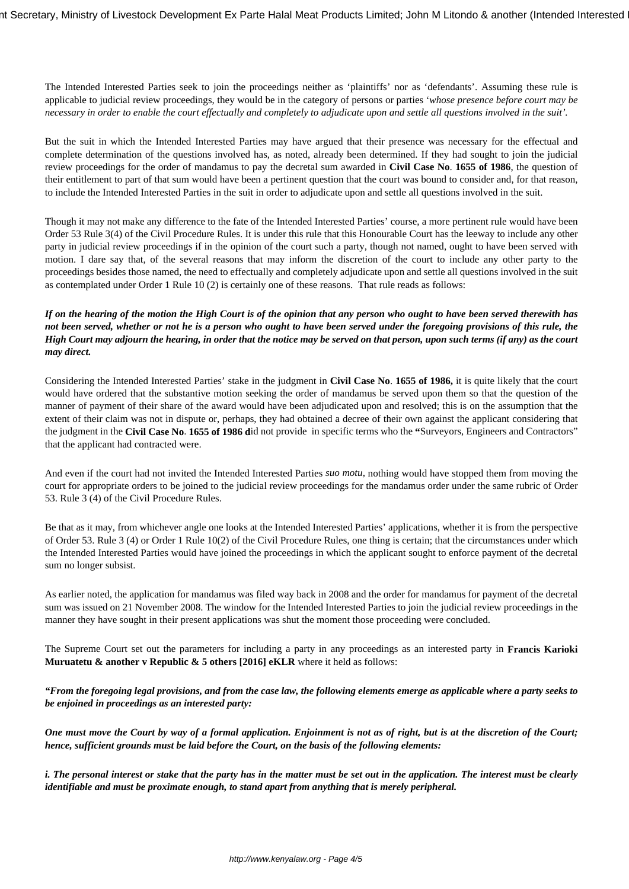The Intended Interested Parties seek to join the proceedings neither as 'plaintiffs' nor as 'defendants'. Assuming these rule is applicable to judicial review proceedings, they would be in the category of persons or parties '*whose presence before court may be necessary in order to enable the court effectually and completely to adjudicate upon and settle all questions involved in the suit'.*

But the suit in which the Intended Interested Parties may have argued that their presence was necessary for the effectual and complete determination of the questions involved has, as noted, already been determined. If they had sought to join the judicial review proceedings for the order of mandamus to pay the decretal sum awarded in **Civil Case No**. **1655 of 1986**, the question of their entitlement to part of that sum would have been a pertinent question that the court was bound to consider and, for that reason, to include the Intended Interested Parties in the suit in order to adjudicate upon and settle all questions involved in the suit.

Though it may not make any difference to the fate of the Intended Interested Parties' course, a more pertinent rule would have been Order 53 Rule 3(4) of the Civil Procedure Rules. It is under this rule that this Honourable Court has the leeway to include any other party in judicial review proceedings if in the opinion of the court such a party, though not named, ought to have been served with motion. I dare say that, of the several reasons that may inform the discretion of the court to include any other party to the proceedings besides those named, the need to effectually and completely adjudicate upon and settle all questions involved in the suit as contemplated under Order 1 Rule 10 (2) is certainly one of these reasons. That rule reads as follows:

***If on the hearing of the motion the High Court is of the opinion that any person who ought to have been served therewith has not been served, whether or not he is a person who ought to have been served under the foregoing provisions of this rule, the High Court may adjourn the hearing, in order that the notice may be served on that person, upon such terms (if any) as the court may direct.***

Considering the Intended Interested Parties' stake in the judgment in **Civil Case No**. **1655 of 1986,** it is quite likely that the court would have ordered that the substantive motion seeking the order of mandamus be served upon them so that the question of the manner of payment of their share of the award would have been adjudicated upon and resolved; this is on the assumption that the extent of their claim was not in dispute or, perhaps, they had obtained a decree of their own against the applicant considering that the judgment in the **Civil Case No**. **1655 of 1986 d**id not provide in specific terms who the **"**Surveyors, Engineers and Contractors" that the applicant had contracted were.

And even if the court had not invited the Intended Interested Parties *suo motu,* nothing would have stopped them from moving the court for appropriate orders to be joined to the judicial review proceedings for the mandamus order under the same rubric of Order 53. Rule 3 (4) of the Civil Procedure Rules.

Be that as it may, from whichever angle one looks at the Intended Interested Parties' applications, whether it is from the perspective of Order 53. Rule 3 (4) or Order 1 Rule 10(2) of the Civil Procedure Rules, one thing is certain; that the circumstances under which the Intended Interested Parties would have joined the proceedings in which the applicant sought to enforce payment of the decretal sum no longer subsist.

As earlier noted, the application for mandamus was filed way back in 2008 and the order for mandamus for payment of the decretal sum was issued on 21 November 2008. The window for the Intended Interested Parties to join the judicial review proceedings in the manner they have sought in their present applications was shut the moment those proceeding were concluded.

The Supreme Court set out the parameters for including a party in any proceedings as an interested party in **Francis Karioki Muruatetu & another v Republic & 5 others [2016] eKLR** where it held as follows:

***"From the foregoing legal provisions, and from the case law, the following elements emerge as applicable where a party seeks to be enjoined in proceedings as an interested party:***

***One must move the Court by way of a formal application. Enjoinment is not as of right, but is at the discretion of the Court; hence, sufficient grounds must be laid before the Court, on the basis of the following elements:***

***i. The personal interest or stake that the party has in the matter must be set out in the application. The interest must be clearly identifiable and must be proximate enough, to stand apart from anything that is merely peripheral.***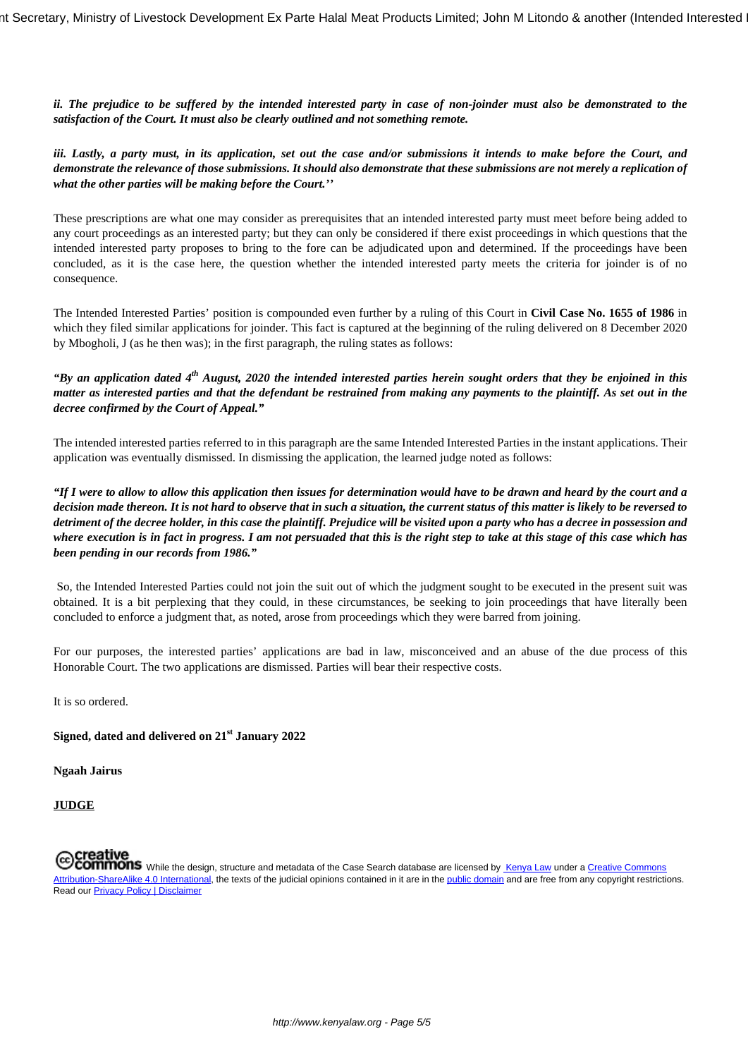***ii. The prejudice to be suffered by the intended interested party in case of non-joinder must also be demonstrated to the satisfaction of the Court. It must also be clearly outlined and not something remote.***

***iii. Lastly, a party must, in its application, set out the case and/or submissions it intends to make before the Court, and demonstrate the relevance of those submissions. It should also demonstrate that these submissions are not merely a replication of what the other parties will be making before the Court.''***

These prescriptions are what one may consider as prerequisites that an intended interested party must meet before being added to any court proceedings as an interested party; but they can only be considered if there exist proceedings in which questions that the intended interested party proposes to bring to the fore can be adjudicated upon and determined. If the proceedings have been concluded, as it is the case here, the question whether the intended interested party meets the criteria for joinder is of no consequence.

The Intended Interested Parties' position is compounded even further by a ruling of this Court in **Civil Case No. 1655 of 1986** in which they filed similar applications for joinder. This fact is captured at the beginning of the ruling delivered on 8 December 2020 by Mbogholi, J (as he then was); in the first paragraph, the ruling states as follows:

***"By an application dated 4th August, 2020 the intended interested parties herein sought orders that they be enjoined in this matter as interested parties and that the defendant be restrained from making any payments to the plaintiff. As set out in the decree confirmed by the Court of Appeal."***

The intended interested parties referred to in this paragraph are the same Intended Interested Parties in the instant applications. Their application was eventually dismissed. In dismissing the application, the learned judge noted as follows:

***"If I were to allow to allow this application then issues for determination would have to be drawn and heard by the court and a decision made thereon. It is not hard to observe that in such a situation, the current status of this matter is likely to be reversed to detriment of the decree holder, in this case the plaintiff. Prejudice will be visited upon a party who has a decree in possession and where execution is in fact in progress. I am not persuaded that this is the right step to take at this stage of this case which has been pending in our records from 1986."***

So, the Intended Interested Parties could not join the suit out of which the judgment sought to be executed in the present suit was obtained. It is a bit perplexing that they could, in these circumstances, be seeking to join proceedings that have literally been concluded to enforce a judgment that, as noted, arose from proceedings which they were barred from joining.

For our purposes, the interested parties' applications are bad in law, misconceived and an abuse of the due process of this Honorable Court. The two applications are dismissed. Parties will bear their respective costs.

It is so ordered.

**Signed, dated and delivered on 21st January 2022**

**Ngaah Jairus**

**JUDGE**

While the design, structure and metadata of the Case Search database are licensed by Kenya Law under a Creative Commons Attribution-ShareAlike 4.0 International, the texts of the judicial opinions contained in it are in the public domain and are free from any copyright restrictions. Read our Privacy Policy | Disclaimer